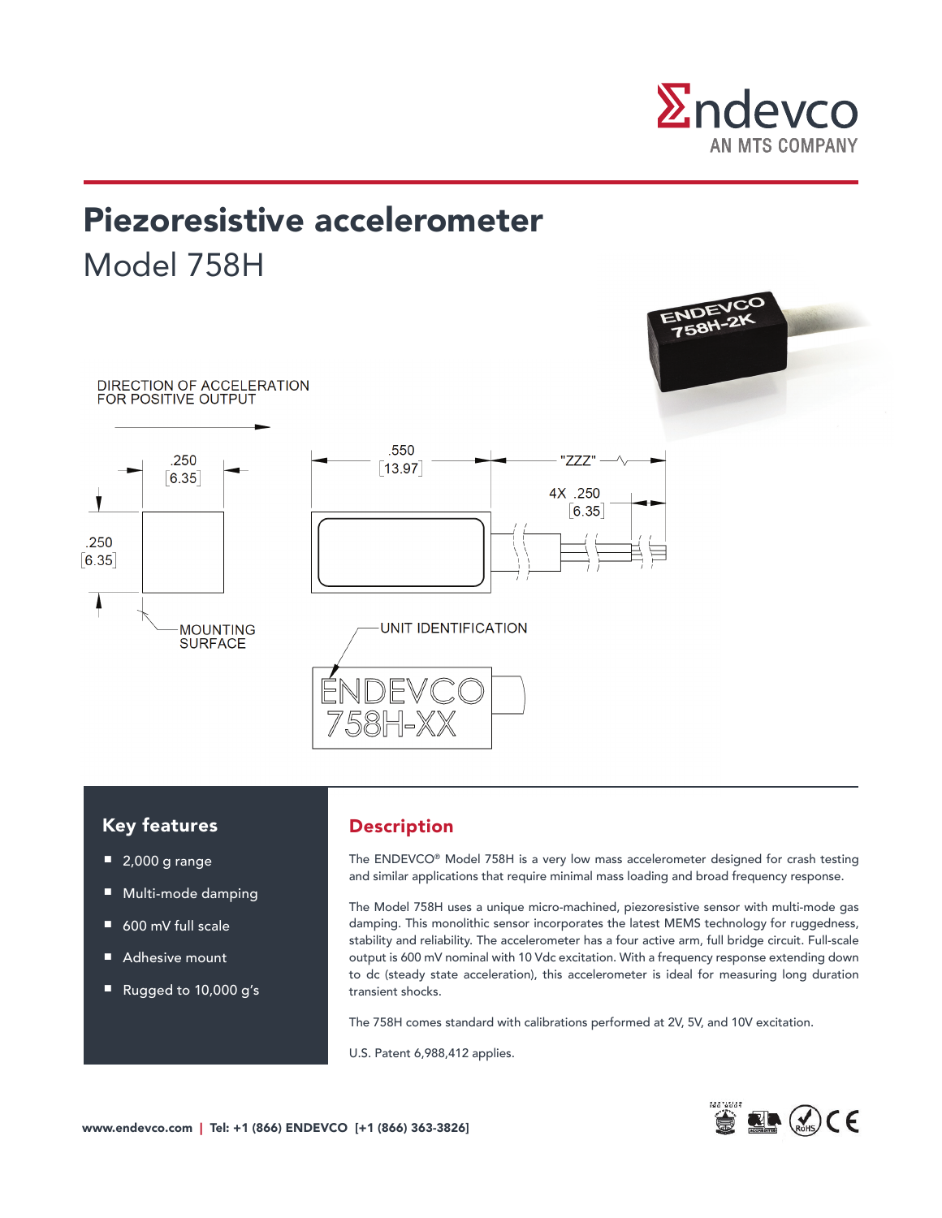Endevco
AN MTS COMPANY

# Piezoresistive accelerometer

## Model 758H

DIRECTION OF ACCELERATION FOR POSITIVE OUTPUT

.250 [6.35]

.250 [6.35]

MOUNTING SURFACE

.550 [13.97]

"ZZZ"

4X .250 [6.35]

UNIT IDENTIFICATION

ENDEVCO 758H-XX

### Key features

- 2,000 g range
- Multi-mode damping
- 600 mV full scale
- Adhesive mount
- Rugged to 10,000 g's

### Description

The ENDEVCO® Model 758H is a very low mass accelerometer designed for crash testing and similar applications that require minimal mass loading and broad frequency response.

The Model 758H uses a unique micro-machined, piezoresistive sensor with multi-mode gas damping. This monolithic sensor incorporates the latest MEMS technology for ruggedness, stability and reliability. The accelerometer has a four active arm, full bridge circuit. Full-scale output is 600 mV nominal with 10 Vdc excitation. With a frequency response extending down to dc (steady state acceleration), this accelerometer is ideal for measuring long duration transient shocks.

The 758H comes standard with calibrations performed at 2V, 5V, and 10V excitation.

U.S. Patent 6,988,412 applies.

**www.endevco.com** | **Tel: +1 (866) ENDEVCO [+1 (866) 363-3826]**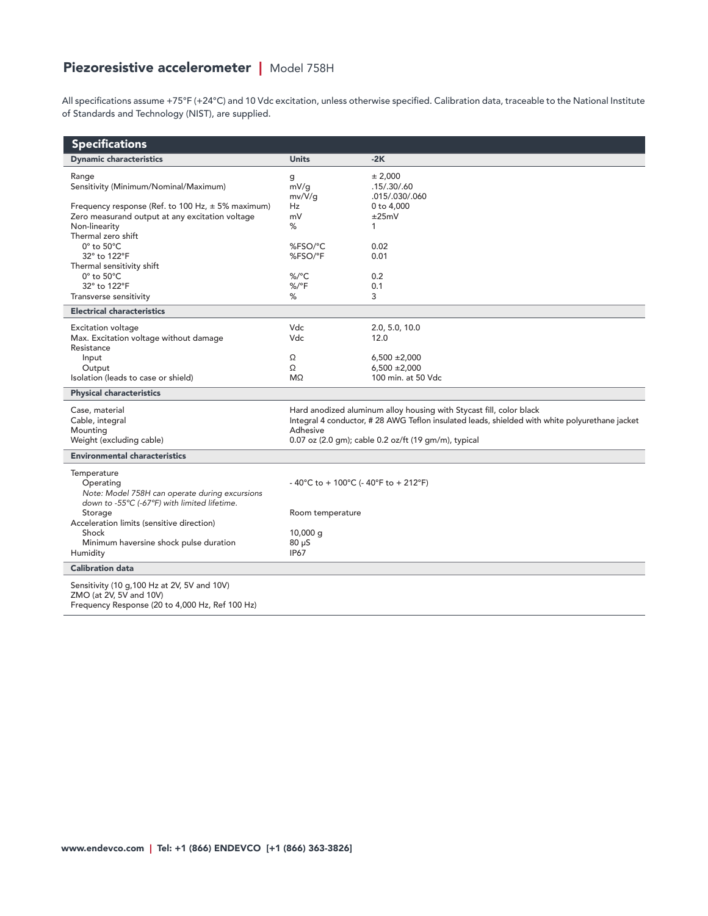## Piezoresistive accelerometer | Model 758H

All specifications assume +75°F (+24°C) and 10 Vdc excitation, unless otherwise specified. Calibration data, traceable to the National Institute of Standards and Technology (NIST), are supplied.

### Specifications

| Dynamic characteristics | Units | -2K |
|---|---|---|
| Range | g | ± 2,000 |
| Sensitivity (Minimum/Nominal/Maximum) | mV/g | .15/.30/.60 |
| | mv/V/g | .015/.030/.060 |
| Frequency response (Ref. to 100 Hz, ± 5% maximum) | Hz | 0 to 4,000 |
| Zero measurand output at any excitation voltage | mV | ±25mV |
| Non-linearity | % | 1 |
| Thermal zero shift | | |
| 0° to 50°C | %FSO/°C | 0.02 |
| 32° to 122°F | %FSO/°F | 0.01 |
| Thermal sensitivity shift | | |
| 0° to 50°C | %/°C | 0.2 |
| 32° to 122°F | %/°F | 0.1 |
| Transverse sensitivity | % | 3 |
| **Electrical characteristics** | | |
| Excitation voltage | Vdc | 2.0, 5.0, 10.0 |
| Max. Excitation voltage without damage | Vdc | 12.0 |
| Resistance | | |
| Input | Ω | 6,500 ±2,000 |
| Output | Ω | 6,500 ±2,000 |
| Isolation (leads to case or shield) | MΩ | 100 min. at 50 Vdc |
| **Physical characteristics** | | |
| Case, material | Hard anodized aluminum alloy housing with Stycast fill, color black | |
| Cable, integral | Integral 4 conductor, # 28 AWG Teflon insulated leads, shielded with white polyurethane jacket | |
| Mounting | Adhesive | |
| Weight (excluding cable) | 0.07 oz (2.0 gm); cable 0.2 oz/ft (19 gm/m), typical | |
| **Environmental characteristics** | | |
| Temperature | | |
| Operating | - 40°C to + 100°C (- 40°F to + 212°F) | |
| *Note: Model 758H can operate during excursions down to -55°C (-67°F) with limited lifetime.* | | |
| Storage | Room temperature | |
| Acceleration limits (sensitive direction) | | |
| Shock | 10,000 g | |
| Minimum haversine shock pulse duration | 80 μS | |
| Humidity | IP67 | |
| **Calibration data** | | |
| Sensitivity (10 g,100 Hz at 2V, 5V and 10V) | | |
| ZMO (at 2V, 5V and 10V) | | |
| Frequency Response (20 to 4,000 Hz, Ref 100 Hz) | | |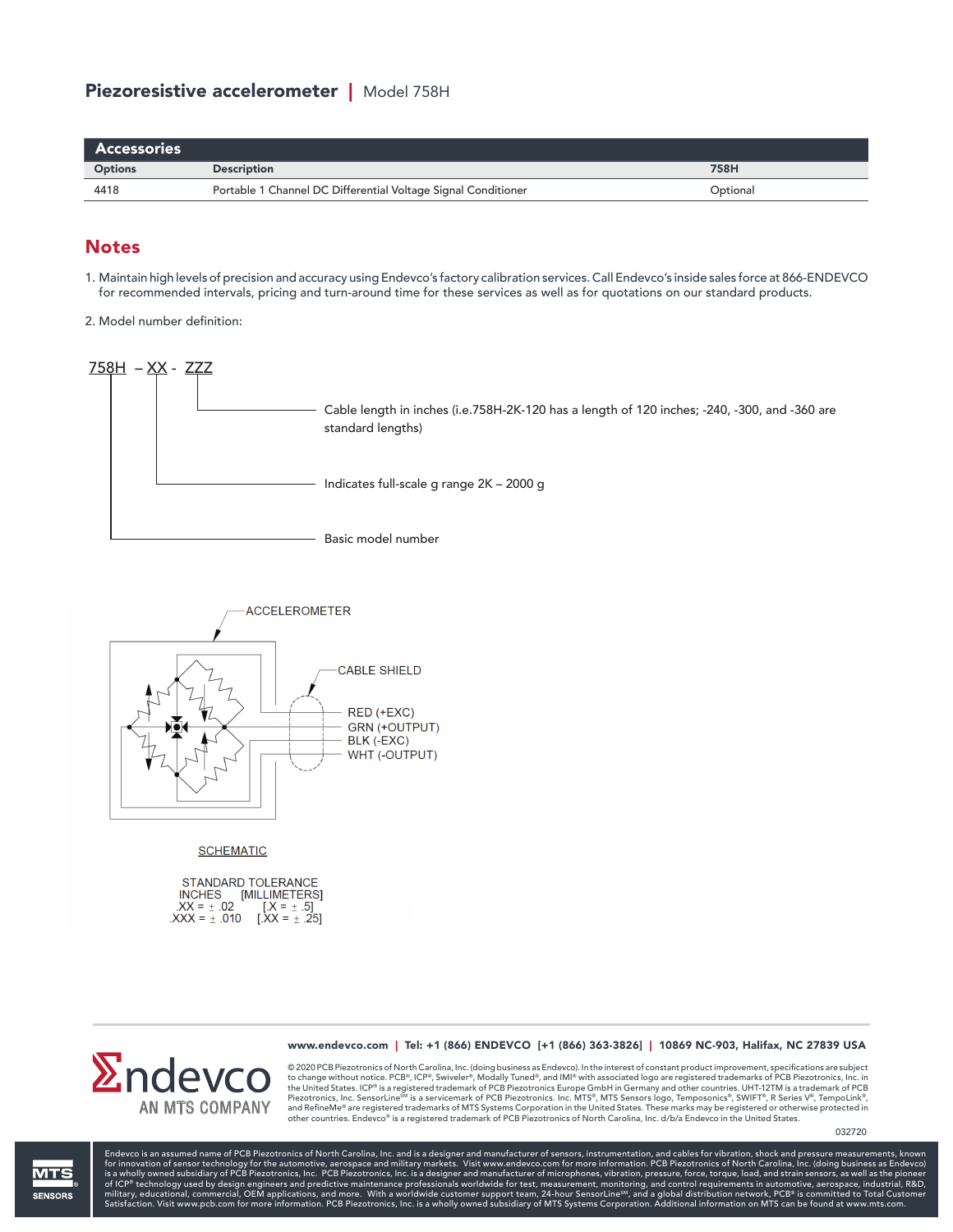## Piezoresistive accelerometer | Model 758H

### Accessories

| Options | Description | 758H |
|---|---|---|
| 4418 | Portable 1 Channel DC Differential Voltage Signal Conditioner | Optional |

## Notes

1. Maintain high levels of precision and accuracy using Endevco's factory calibration services. Call Endevco's inside sales force at 866-ENDEVCO for recommended intervals, pricing and turn-around time for these services as well as for quotations on our standard products.

2. Model number definition:

758H – XX - ZZZ

- ZZZ: Cable length in inches (i.e.758H-2K-120 has a length of 120 inches; -240, -300, and -360 are standard lengths)
- XX: Indicates full-scale g range 2K – 2000 g
- 758H: Basic model number

ACCELEROMETER

CABLE SHIELD

RED (+EXC)

GRN (+OUTPUT)

BLK (-EXC)

WHT (-OUTPUT)

SCHEMATIC

STANDARD TOLERANCE

INCHES [MILLIMETERS]

.XX = ± .02 [.X = ± .5]

.XXX = ± .010 [.XX = ± .25]

www.endevco.com | Tel: +1 (866) ENDEVCO [+1 (866) 363-3826] | 10869 NC-903, Halifax, NC 27839 USA

© 2020 PCB Piezotronics of North Carolina, Inc. (doing business as Endevco). In the interest of constant product improvement, specifications are subject to change without notice. PCB®, ICP®, Swiveler®, Modally Tuned®, and IMI® with associated logo are registered trademarks of PCB Piezotronics, Inc. in the United States. ICP® is a registered trademark of PCB Piezotronics Europe GmbH in Germany and other countries. UHT-12TM is a trademark of PCB Piezotronics, Inc. SensorLine℠ is a servicemark of PCB Piezotronics. Inc. MTS®, MTS Sensors logo, Temposonics®, SWIFT®, R Series V®, TempoLink®, and RefineMe® are registered trademarks of MTS Systems Corporation in the United States. These marks may be registered or otherwise protected in other countries. Endevco® is a registered trademark of PCB Piezotronics of North Carolina, Inc. d/b/a Endevco in the United States.

032720

Endevco is an assumed name of PCB Piezotronics of North Carolina, Inc. and is a designer and manufacturer of sensors, instrumentation, and cables for vibration, shock and pressure measurements, known for innovation of sensor technology for the automotive, aerospace and military markets. Visit www.endevco.com for more information. PCB Piezotronics of North Carolina, Inc. (doing business as Endevco) is a wholly owned subsidiary of PCB Piezotronics, Inc. PCB Piezotronics, Inc. is a designer and manufacturer of microphones, vibration, pressure, force, torque, load, and strain sensors, as well as the pioneer of ICP® technology used by design engineers and predictive maintenance professionals worldwide for test, measurement, monitoring, and control requirements in automotive, aerospace, industrial, R&D, military, educational, commercial, OEM applications, and more. With a worldwide customer support team, 24-hour SensorLine℠, and a global distribution network, PCB® is committed to Total Customer Satisfaction. Visit www.pcb.com for more information. PCB Piezotronics, Inc. is a wholly owned subsidiary of MTS Systems Corporation. Additional information on MTS can be found at www.mts.com.